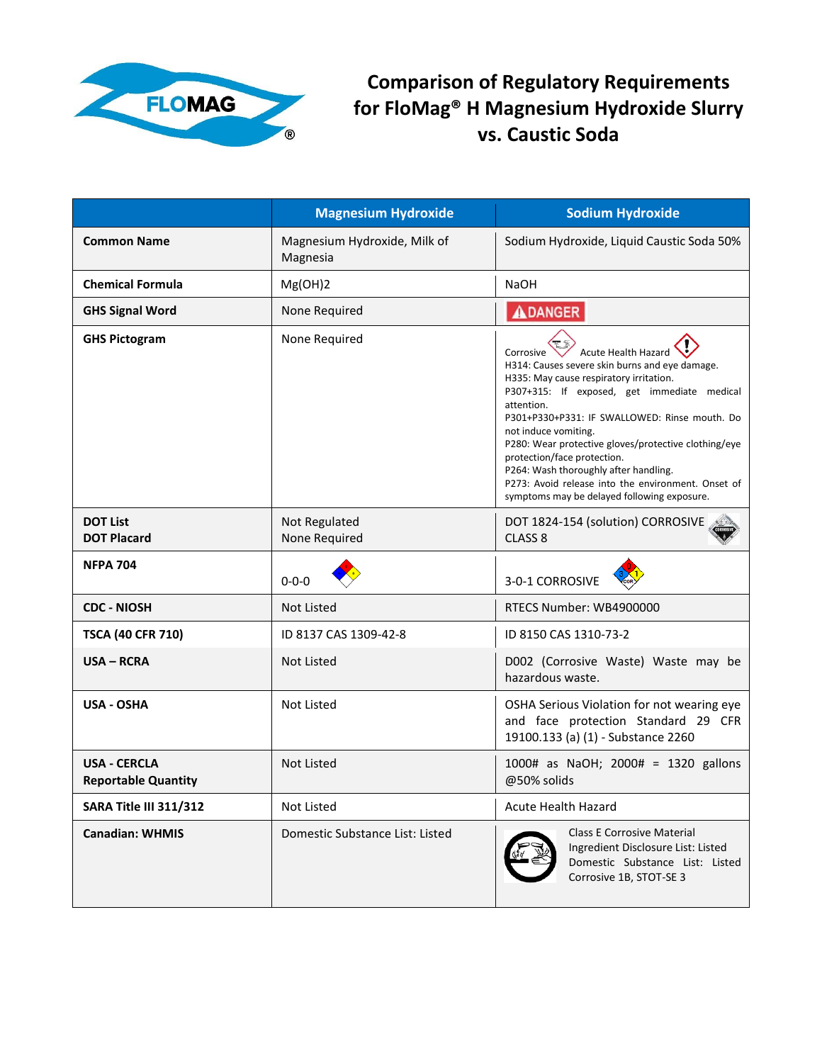# Comparison of Regulatory Requirements for FloMag® H Magnesium Hydroxide Slurry vs. Caustic Soda

| | Magnesium Hydroxide | Sodium Hydroxide |
|---|---|---|
| **Common Name** | Magnesium Hydroxide, Milk of Magnesia | Sodium Hydroxide, Liquid Caustic Soda 50% |
| **Chemical Formula** | $Mg(OH)_2$ | NaOH |
| **GHS Signal Word** | None Required | DANGER |
| **GHS Pictogram** | None Required | Corrosive Acute Health Hazard<br>H314: Causes severe skin burns and eye damage.<br>H335: May cause respiratory irritation.<br>P307+315: If exposed, get immediate medical attention.<br>P301+P330+P331: IF SWALLOWED: Rinse mouth. Do not induce vomiting.<br>P280: Wear protective gloves/protective clothing/eye protection/face protection.<br>P264: Wash thoroughly after handling.<br>P273: Avoid release into the environment. Onset of symptoms may be delayed following exposure. |
| **DOT List**<br>**DOT Placard** | Not Regulated<br>None Required | DOT 1824-154 (solution) CORROSIVE CLASS 8 |
| **NFPA 704** | 0-0-0 | 3-0-1 CORROSIVE |
| **CDC - NIOSH** | Not Listed | RTECS Number: WB4900000 |
| **TSCA (40 CFR 710)** | ID 8137 CAS 1309-42-8 | ID 8150 CAS 1310-73-2 |
| **USA – RCRA** | Not Listed | D002 (Corrosive Waste) Waste may be hazardous waste. |
| **USA - OSHA** | Not Listed | OSHA Serious Violation for not wearing eye and face protection Standard 29 CFR 19100.133 (a) (1) - Substance 2260 |
| **USA - CERCLA Reportable Quantity** | Not Listed | 1000# as NaOH; 2000# = 1320 gallons @50% solids |
| **SARA Title III 311/312** | Not Listed | Acute Health Hazard |
| **Canadian: WHMIS** | Domestic Substance List: Listed | Class E Corrosive Material<br>Ingredient Disclosure List: Listed<br>Domestic Substance List: Listed<br>Corrosive 1B, STOT-SE 3 |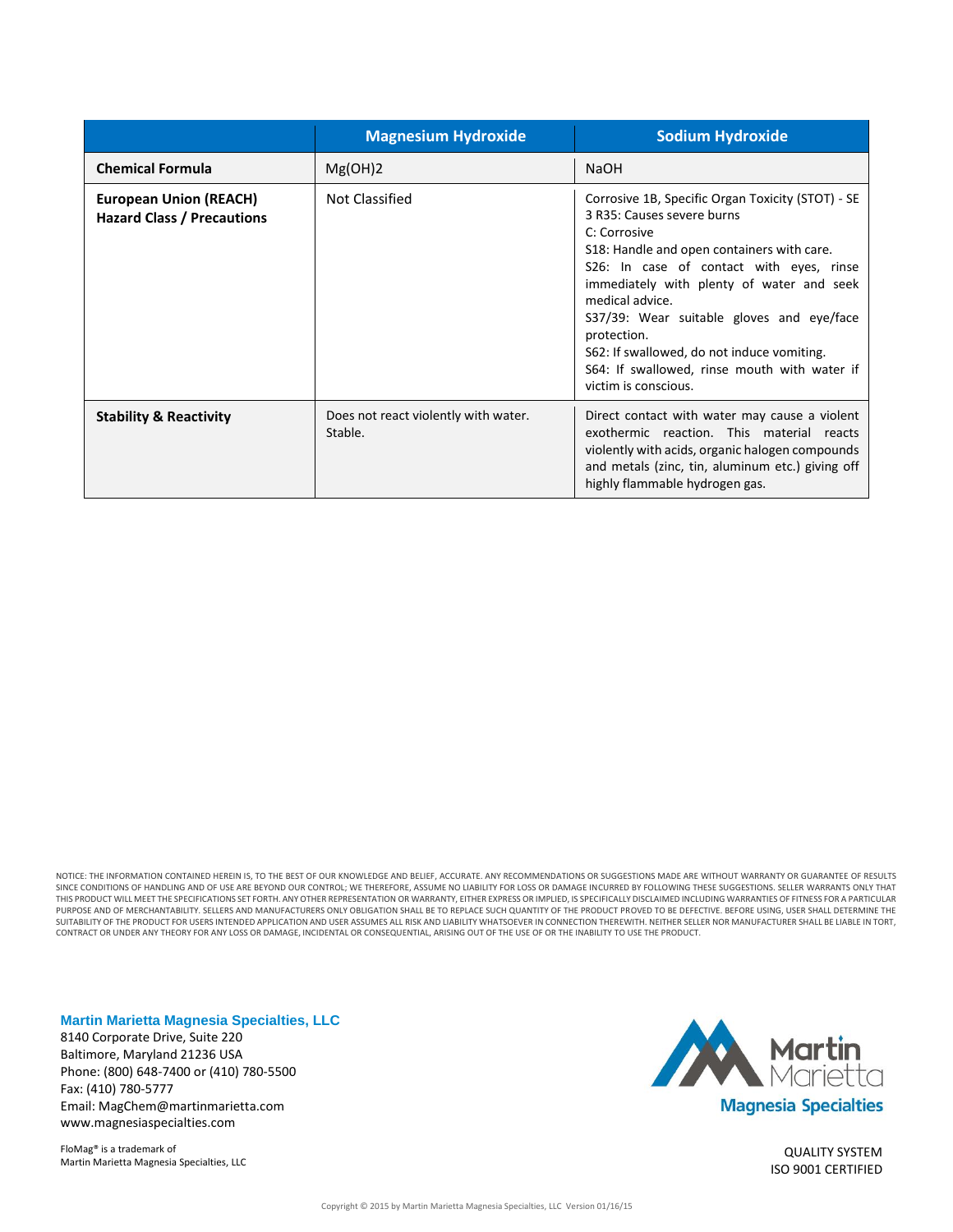| | Magnesium Hydroxide | Sodium Hydroxide |
|---|---|---|
| **Chemical Formula** | Mg(OH)2 | NaOH |
| **European Union (REACH) Hazard Class / Precautions** | Not Classified | Corrosive 1B, Specific Organ Toxicity (STOT) - SE 3 R35: Causes severe burns<br>C: Corrosive<br>S18: Handle and open containers with care.<br>S26: In case of contact with eyes, rinse immediately with plenty of water and seek medical advice.<br>S37/39: Wear suitable gloves and eye/face protection.<br>S62: If swallowed, do not induce vomiting.<br>S64: If swallowed, rinse mouth with water if victim is conscious. |
| **Stability & Reactivity** | Does not react violently with water. Stable. | Direct contact with water may cause a violent exothermic reaction. This material reacts violently with acids, organic halogen compounds and metals (zinc, tin, aluminum etc.) giving off highly flammable hydrogen gas. |

NOTICE: THE INFORMATION CONTAINED HEREIN IS, TO THE BEST OF OUR KNOWLEDGE AND BELIEF, ACCURATE. ANY RECOMMENDATIONS OR SUGGESTIONS MADE ARE WITHOUT WARRANTY OR GUARANTEE OF RESULTS SINCE CONDITIONS OF HANDLING AND OF USE ARE BEYOND OUR CONTROL; WE THEREFORE, ASSUME NO LIABILITY FOR LOSS OR DAMAGE INCURRED BY FOLLOWING THESE SUGGESTIONS. SELLER WARRANTS ONLY THAT THIS PRODUCT WILL MEET THE SPECIFICATIONS SET FORTH. ANY OTHER REPRESENTATION OR WARRANTY, EITHER EXPRESS OR IMPLIED, IS SPECIFICALLY DISCLAIMED INCLUDING WARRANTIES OF FITNESS FOR A PARTICULAR PURPOSE AND OF MERCHANTABILITY. SELLERS AND MANUFACTURERS ONLY OBLIGATION SHALL BE TO REPLACE SUCH QUANTITY OF THE PRODUCT PROVED TO BE DEFECTIVE. BEFORE USING, USER SHALL DETERMINE THE SUITABILITY OF THE PRODUCT FOR USERS INTENDED APPLICATION AND USER ASSUMES ALL RISK AND LIABILITY WHATSOEVER IN CONNECTION THEREWITH. NEITHER SELLER NOR MANUFACTURER SHALL BE LIABLE IN TORT, CONTRACT OR UNDER ANY THEORY FOR ANY LOSS OR DAMAGE, INCIDENTAL OR CONSEQUENTIAL, ARISING OUT OF THE USE OF OR THE INABILITY TO USE THE PRODUCT.

**Martin Marietta Magnesia Specialties, LLC**
8140 Corporate Drive, Suite 220
Baltimore, Maryland 21236 USA
Phone: (800) 648-7400 or (410) 780-5500
Fax: (410) 780-5777
Email: MagChem@martinmarietta.com
www.magnesiaspecialties.com

FloMag® is a trademark of
Martin Marietta Magnesia Specialties, LLC

Martin Marietta
Magnesia Specialties

QUALITY SYSTEM
ISO 9001 CERTIFIED

Copyright © 2015 by Martin Marietta Magnesia Specialties, LLC Version 01/16/15